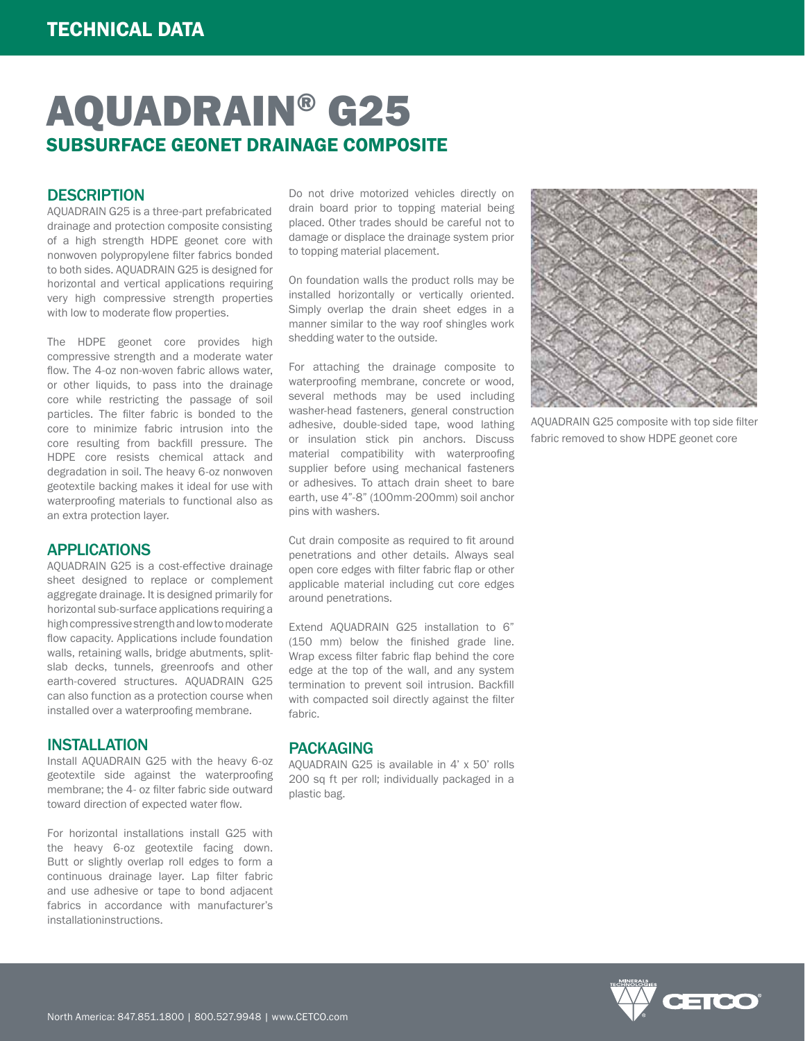# AQUADRAIN® G25

## SUBSURFACE GEONET DRAINAGE COMPOSITE

### DESCRIPTION

AQUADRAIN G25 is a three-part prefabricated drainage and protection composite consisting of a high strength HDPE geonet core with nonwoven polypropylene filter fabrics bonded to both sides. AQUADRAIN G25 is designed for horizontal and vertical applications requiring very high compressive strength properties with low to moderate flow properties.

The HDPE geonet core provides high compressive strength and a moderate water flow. The 4-oz non-woven fabric allows water, or other liquids, to pass into the drainage core while restricting the passage of soil particles. The filter fabric is bonded to the core to minimize fabric intrusion into the core resulting from backfill pressure. The HDPE core resists chemical attack and degradation in soil. The heavy 6-oz nonwoven geotextile backing makes it ideal for use with waterproofing materials to functional also as an extra protection layer.

### APPLICATIONS

AQUADRAIN G25 is a cost-effective drainage sheet designed to replace or complement aggregate drainage. It is designed primarily for horizontal sub-surface applications requiring a high compressive strength and low to moderate flow capacity. Applications include foundation walls, retaining walls, bridge abutments, split-slab decks, tunnels, greenroofs and other earth-covered structures. AQUADRAIN G25 can also function as a protection course when installed over a waterproofing membrane.

### INSTALLATION

Install AQUADRAIN G25 with the heavy 6-oz geotextile side against the waterproofing membrane; the 4- oz filter fabric side outward toward direction of expected water flow.

For horizontal installations install G25 with the heavy 6-oz geotextile facing down. Butt or slightly overlap roll edges to form a continuous drainage layer. Lap filter fabric and use adhesive or tape to bond adjacent fabrics in accordance with manufacturer's installationinstructions.

Do not drive motorized vehicles directly on drain board prior to topping material being placed. Other trades should be careful not to damage or displace the drainage system prior to topping material placement.

On foundation walls the product rolls may be installed horizontally or vertically oriented. Simply overlap the drain sheet edges in a manner similar to the way roof shingles work shedding water to the outside.

For attaching the drainage composite to waterproofing membrane, concrete or wood, several methods may be used including washer-head fasteners, general construction adhesive, double-sided tape, wood lathing or insulation stick pin anchors. Discuss material compatibility with waterproofing supplier before using mechanical fasteners or adhesives. To attach drain sheet to bare earth, use 4"-8" (100mm-200mm) soil anchor pins with washers.

Cut drain composite as required to fit around penetrations and other details. Always seal open core edges with filter fabric flap or other applicable material including cut core edges around penetrations.

Extend AQUADRAIN G25 installation to 6" (150 mm) below the finished grade line. Wrap excess filter fabric flap behind the core edge at the top of the wall, and any system termination to prevent soil intrusion. Backfill with compacted soil directly against the filter fabric.

### PACKAGING

AQUADRAIN G25 is available in 4' x 50' rolls 200 sq ft per roll; individually packaged in a plastic bag.

AQUADRAIN G25 composite with top side filter fabric removed to show HDPE geonet core

North America: 847.851.1800 | 800.527.9948 | www.CETCO.com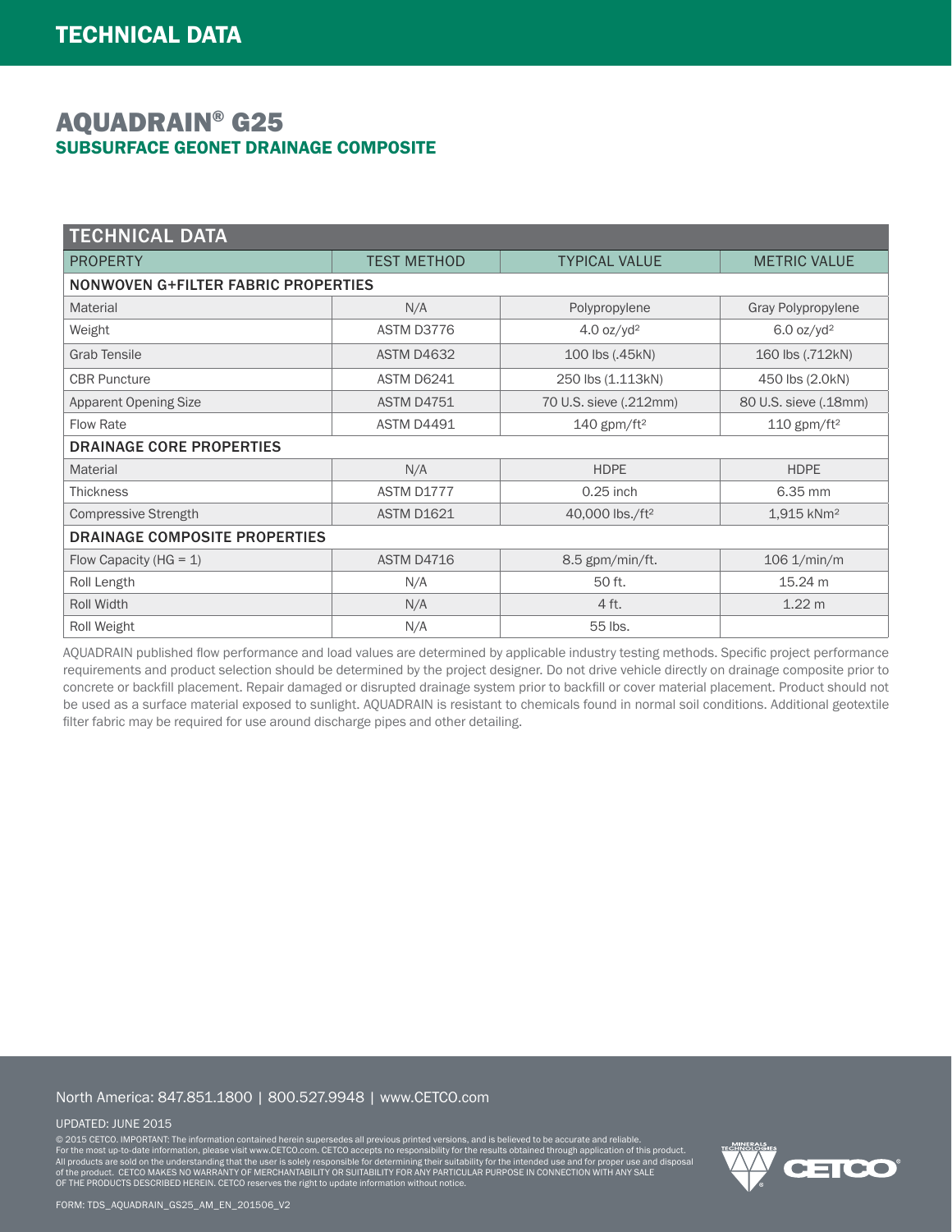# TECHNICAL DATA

## AQUADRAIN® G25
### SUBSURFACE GEONET DRAINAGE COMPOSITE

| TECHNICAL DATA | | | |
|---|---|---|---|
| **PROPERTY** | **TEST METHOD** | **TYPICAL VALUE** | **METRIC VALUE** |
| **NONWOVEN G+FILTER FABRIC PROPERTIES** | | | |
| Material | N/A | Polypropylene | Gray Polypropylene |
| Weight | ASTM D3776 | 4.0 oz/yd² | 6.0 oz/yd² |
| Grab Tensile | ASTM D4632 | 100 lbs (.45kN) | 160 lbs (.712kN) |
| CBR Puncture | ASTM D6241 | 250 lbs (1.113kN) | 450 lbs (2.0kN) |
| Apparent Opening Size | ASTM D4751 | 70 U.S. sieve (.212mm) | 80 U.S. sieve (.18mm) |
| Flow Rate | ASTM D4491 | 140 gpm/ft² | 110 gpm/ft² |
| **DRAINAGE CORE PROPERTIES** | | | |
| Material | N/A | HDPE | HDPE |
| Thickness | ASTM D1777 | 0.25 inch | 6.35 mm |
| Compressive Strength | ASTM D1621 | 40,000 lbs./ft² | 1,915 kNm² |
| **DRAINAGE COMPOSITE PROPERTIES** | | | |
| Flow Capacity (HG = 1) | ASTM D4716 | 8.5 gpm/min/ft. | 106 1/min/m |
| Roll Length | N/A | 50 ft. | 15.24 m |
| Roll Width | N/A | 4 ft. | 1.22 m |
| Roll Weight | N/A | 55 lbs. | |

AQUADRAIN published flow performance and load values are determined by applicable industry testing methods. Specific project performance requirements and product selection should be determined by the project designer. Do not drive vehicle directly on drainage composite prior to concrete or backfill placement. Repair damaged or disrupted drainage system prior to backfill or cover material placement. Product should not be used as a surface material exposed to sunlight. AQUADRAIN is resistant to chemicals found in normal soil conditions. Additional geotextile filter fabric may be required for use around discharge pipes and other detailing.

North America: 847.851.1800 | 800.527.9948 | www.CETCO.com

UPDATED: JUNE 2015

© 2015 CETCO. IMPORTANT: The information contained herein supersedes all previous printed versions, and is believed to be accurate and reliable. For the most up-to-date information, please visit www.CETCO.com. CETCO accepts no responsibility for the results obtained through application of this product. All products are sold on the understanding that the user is solely responsible for determining their suitability for the intended use and for proper use and disposal of the product. CETCO MAKES NO WARRANTY OF MERCHANTABILITY OR SUITABILITY FOR ANY PARTICULAR PURPOSE IN CONNECTION WITH ANY SALE OF THE PRODUCTS DESCRIBED HEREIN. CETCO reserves the right to update information without notice.

FORM: TDS_AQUADRAIN_GS25_AM_EN_201506_V2